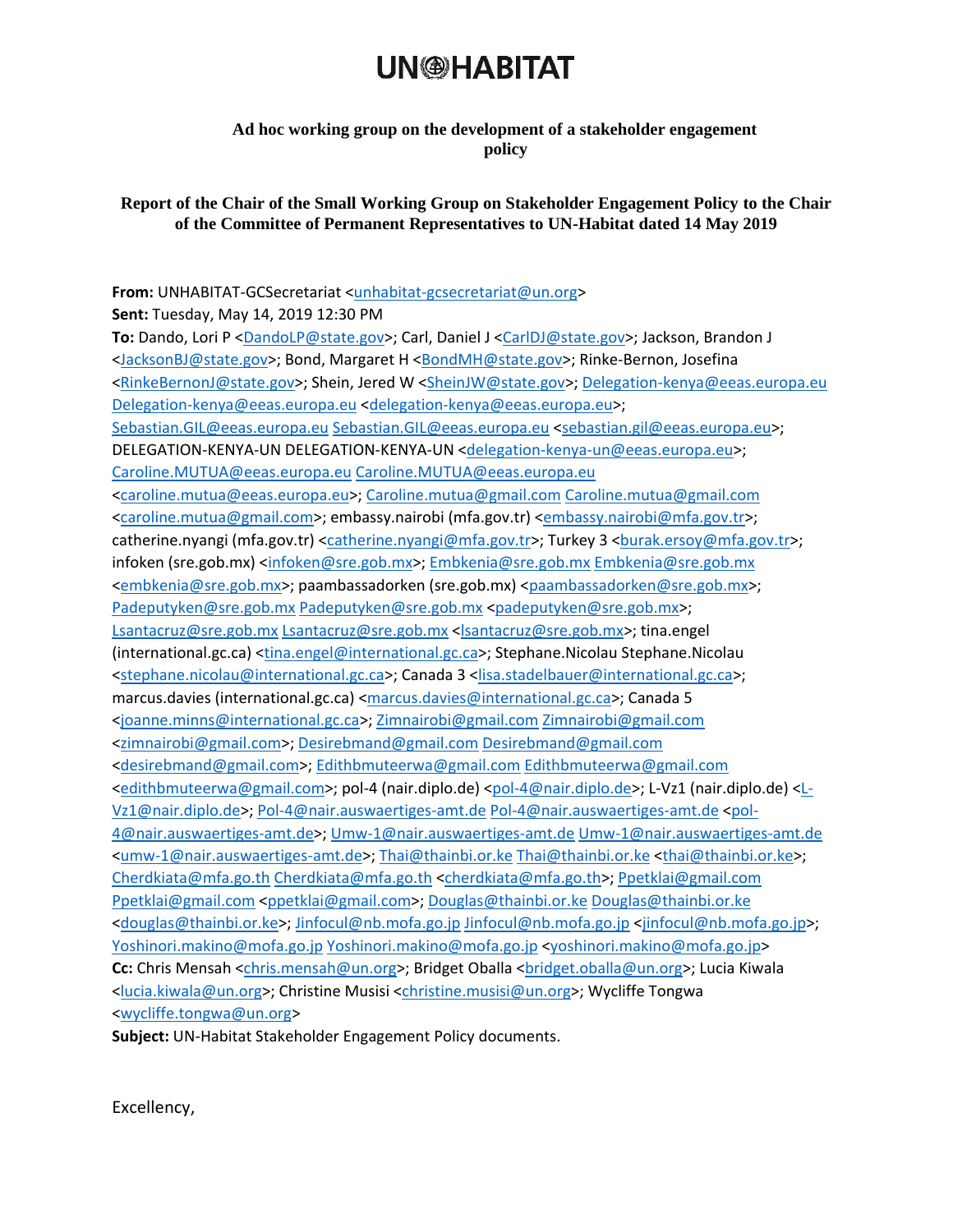# UN-HABITAT

**Ad hoc working group on the development of a stakeholder engagement policy**

**Report of the Chair of the Small Working Group on Stakeholder Engagement Policy to the Chair of the Committee of Permanent Representatives to UN-Habitat dated 14 May 2019**

**From:** UNHABITAT-GCSecretariat <unhabitat-gcsecretariat@un.org>
**Sent:** Tuesday, May 14, 2019 12:30 PM
**To:** Dando, Lori P <DandoLP@state.gov>; Carl, Daniel J <CarlDJ@state.gov>; Jackson, Brandon J <JacksonBJ@state.gov>; Bond, Margaret H <BondMH@state.gov>; Rinke-Bernon, Josefina <RinkeBernonJ@state.gov>; Shein, Jered W <SheinJW@state.gov>; Delegation-kenya@eeas.europa.eu Delegation-kenya@eeas.europa.eu <delegation-kenya@eeas.europa.eu>; Sebastian.GIL@eeas.europa.eu Sebastian.GIL@eeas.europa.eu <sebastian.gil@eeas.europa.eu>; DELEGATION-KENYA-UN DELEGATION-KENYA-UN <delegation-kenya-un@eeas.europa.eu>; Caroline.MUTUA@eeas.europa.eu Caroline.MUTUA@eeas.europa.eu <caroline.mutua@eeas.europa.eu>; Caroline.mutua@gmail.com Caroline.mutua@gmail.com <caroline.mutua@gmail.com>; embassy.nairobi (mfa.gov.tr) <embassy.nairobi@mfa.gov.tr>; catherine.nyangi (mfa.gov.tr) <catherine.nyangi@mfa.gov.tr>; Turkey 3 <burak.ersoy@mfa.gov.tr>; infoken (sre.gob.mx) <infoken@sre.gob.mx>; Embkenia@sre.gob.mx Embkenia@sre.gob.mx <embkenia@sre.gob.mx>; paambassadorken (sre.gob.mx) <paambassadorken@sre.gob.mx>; Padeputyken@sre.gob.mx Padeputyken@sre.gob.mx <padeputyken@sre.gob.mx>; Lsantacruz@sre.gob.mx Lsantacruz@sre.gob.mx <lsantacruz@sre.gob.mx>; tina.engel (international.gc.ca) <tina.engel@international.gc.ca>; Stephane.Nicolau Stephane.Nicolau <stephane.nicolau@international.gc.ca>; Canada 3 <lisa.stadelbauer@international.gc.ca>; marcus.davies (international.gc.ca) <marcus.davies@international.gc.ca>; Canada 5 <joanne.minns@international.gc.ca>; Zimnairobi@gmail.com Zimnairobi@gmail.com <zimnairobi@gmail.com>; Desirebmand@gmail.com Desirebmand@gmail.com <desirebmand@gmail.com>; Edithbmuteerwa@gmail.com Edithbmuteerwa@gmail.com <edithbmuteerwa@gmail.com>; pol-4 (nair.diplo.de) <pol-4@nair.diplo.de>; L-Vz1 (nair.diplo.de) <L-Vz1@nair.diplo.de>; Pol-4@nair.auswaertiges-amt.de Pol-4@nair.auswaertiges-amt.de <pol-4@nair.auswaertiges-amt.de>; Umw-1@nair.auswaertiges-amt.de Umw-1@nair.auswaertiges-amt.de <umw-1@nair.auswaertiges-amt.de>; Thai@thainbi.or.ke Thai@thainbi.or.ke <thai@thainbi.or.ke>; Cherdkiata@mfa.go.th Cherdkiata@mfa.go.th <cherdkiata@mfa.go.th>; Ppetklai@gmail.com Ppetklai@gmail.com <ppetklai@gmail.com>; Douglas@thainbi.or.ke Douglas@thainbi.or.ke <douglas@thainbi.or.ke>; Jinfocul@nb.mofa.go.jp Jinfocul@nb.mofa.go.jp <jinfocul@nb.mofa.go.jp>; Yoshinori.makino@mofa.go.jp Yoshinori.makino@mofa.go.jp <yoshinori.makino@mofa.go.jp>
**Cc:** Chris Mensah <chris.mensah@un.org>; Bridget Oballa <bridget.oballa@un.org>; Lucia Kiwala <lucia.kiwala@un.org>; Christine Musisi <christine.musisi@un.org>; Wycliffe Tongwa <wycliffe.tongwa@un.org>
**Subject:** UN-Habitat Stakeholder Engagement Policy documents.

Excellency,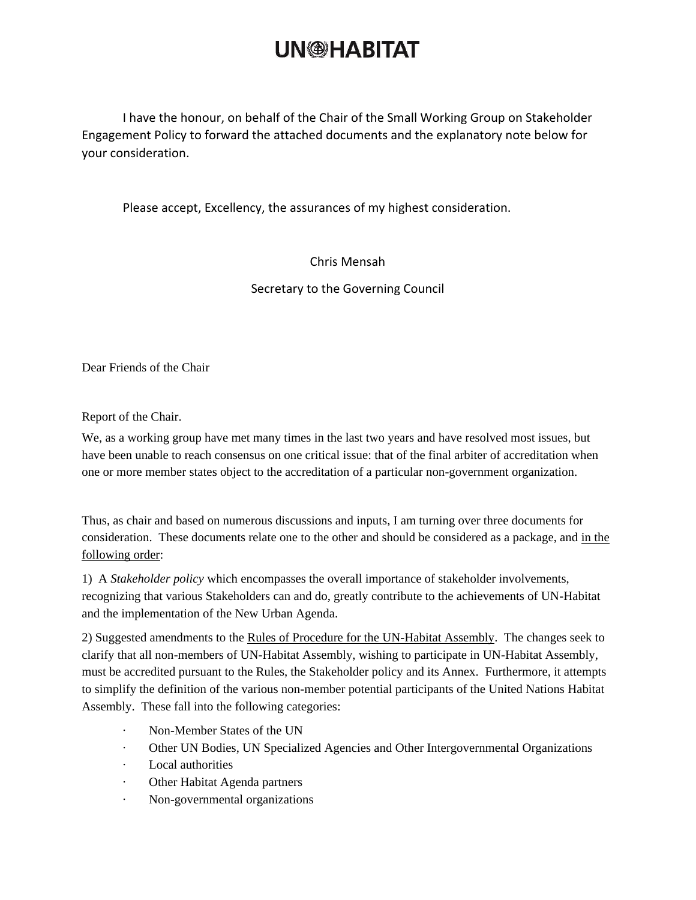# UN-HABITAT

I have the honour, on behalf of the Chair of the Small Working Group on Stakeholder Engagement Policy to forward the attached documents and the explanatory note below for your consideration.

Please accept, Excellency, the assurances of my highest consideration.

Chris Mensah

Secretary to the Governing Council

Dear Friends of the Chair

Report of the Chair.

We, as a working group have met many times in the last two years and have resolved most issues, but have been unable to reach consensus on one critical issue: that of the final arbiter of accreditation when one or more member states object to the accreditation of a particular non-government organization.

Thus, as chair and based on numerous discussions and inputs, I am turning over three documents for consideration. These documents relate one to the other and should be considered as a package, and <u>in the following order</u>:

1) A *Stakeholder policy* which encompasses the overall importance of stakeholder involvements, recognizing that various Stakeholders can and do, greatly contribute to the achievements of UN-Habitat and the implementation of the New Urban Agenda.

2) Suggested amendments to the <u>Rules of Procedure for the UN-Habitat Assembly</u>. The changes seek to clarify that all non-members of UN-Habitat Assembly, wishing to participate in UN-Habitat Assembly, must be accredited pursuant to the Rules, the Stakeholder policy and its Annex. Furthermore, it attempts to simplify the definition of the various non-member potential participants of the United Nations Habitat Assembly. These fall into the following categories:

- Non-Member States of the UN
- Other UN Bodies, UN Specialized Agencies and Other Intergovernmental Organizations
- Local authorities
- Other Habitat Agenda partners
- Non-governmental organizations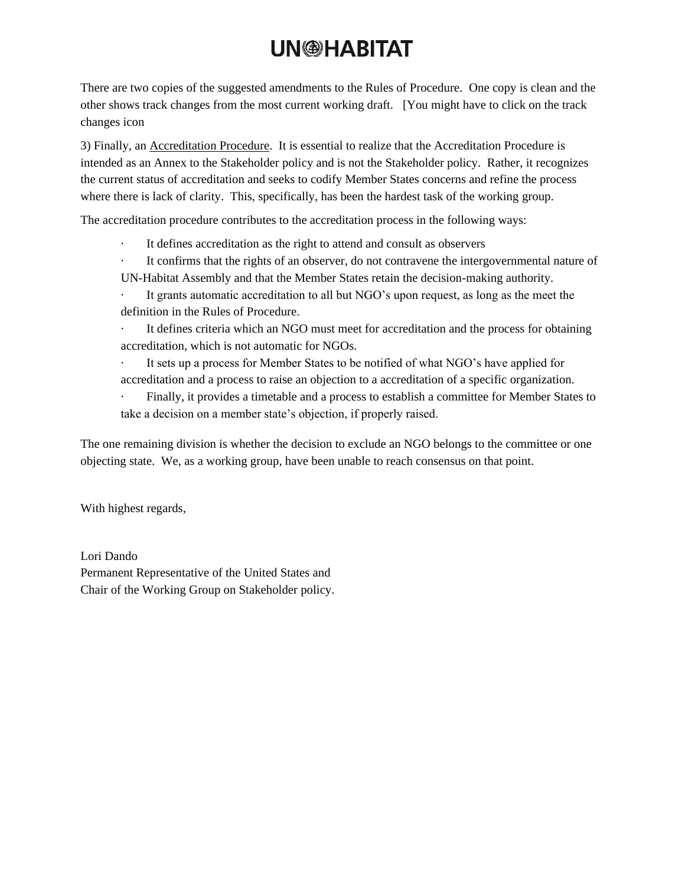# UN-HABITAT

There are two copies of the suggested amendments to the Rules of Procedure. One copy is clean and the other shows track changes from the most current working draft. [You might have to click on the track changes icon

3) Finally, an Accreditation Procedure. It is essential to realize that the Accreditation Procedure is intended as an Annex to the Stakeholder policy and is not the Stakeholder policy. Rather, it recognizes the current status of accreditation and seeks to codify Member States concerns and refine the process where there is lack of clarity. This, specifically, has been the hardest task of the working group.

The accreditation procedure contributes to the accreditation process in the following ways:

- It defines accreditation as the right to attend and consult as observers
- It confirms that the rights of an observer, do not contravene the intergovernmental nature of UN-Habitat Assembly and that the Member States retain the decision-making authority.
- It grants automatic accreditation to all but NGO's upon request, as long as the meet the definition in the Rules of Procedure.
- It defines criteria which an NGO must meet for accreditation and the process for obtaining accreditation, which is not automatic for NGOs.
- It sets up a process for Member States to be notified of what NGO's have applied for accreditation and a process to raise an objection to a accreditation of a specific organization.
- Finally, it provides a timetable and a process to establish a committee for Member States to take a decision on a member state's objection, if properly raised.

The one remaining division is whether the decision to exclude an NGO belongs to the committee or one objecting state. We, as a working group, have been unable to reach consensus on that point.

With highest regards,

Lori Dando
Permanent Representative of the United States and
Chair of the Working Group on Stakeholder policy.